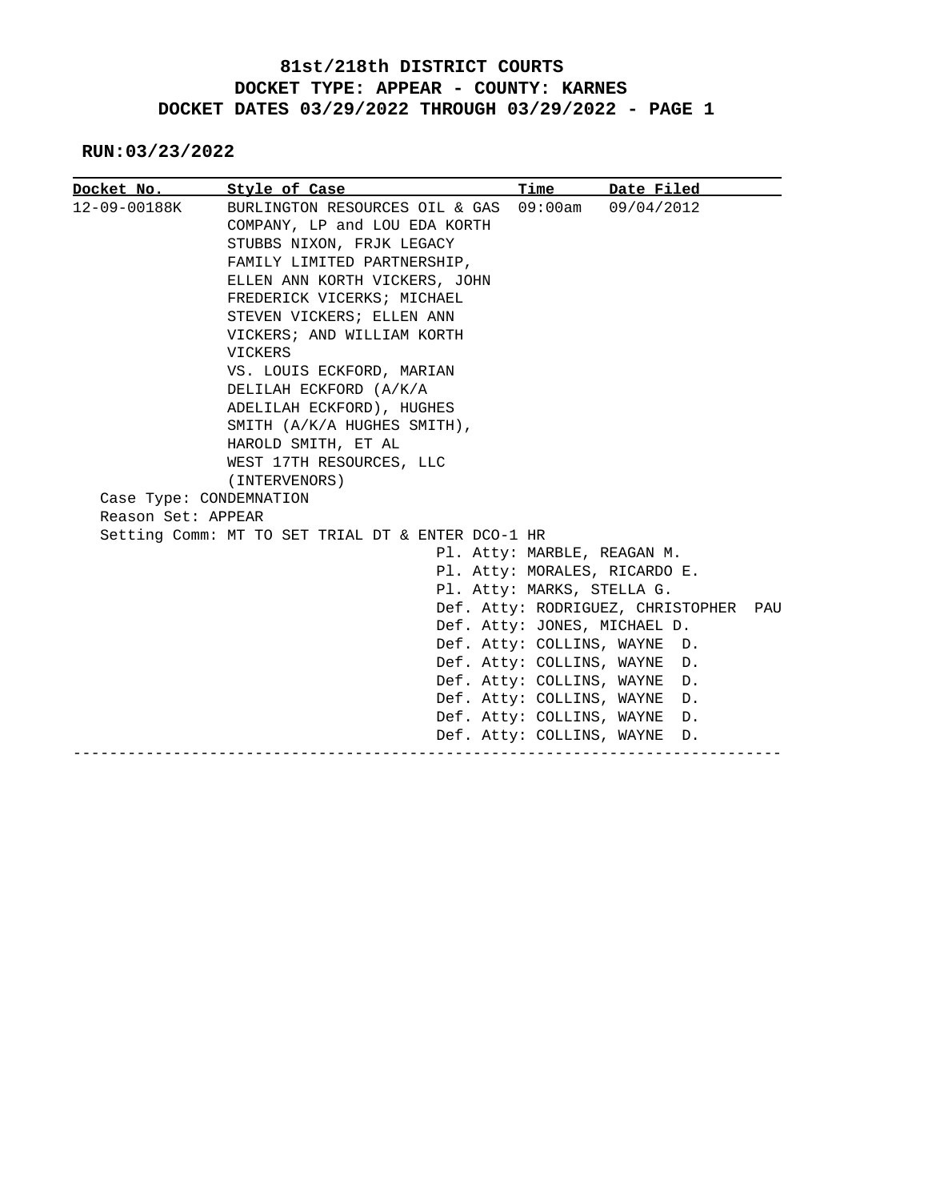# 81st/218th DISTRICT COURTS
## DOCKET TYPE: APPEAR - COUNTY: KARNES
## DOCKET DATES 03/29/2022 THROUGH 03/29/2022 - PAGE 1

**RUN:03/23/2022**

| Docket No. | Style of Case | Time | Date Filed |
| --- | --- | --- | --- |
| 12-09-00188K | BURLINGTON RESOURCES OIL & GAS COMPANY, LP and LOU EDA KORTH STUBBS NIXON, FRJK LEGACY FAMILY LIMITED PARTNERSHIP, ELLEN ANN KORTH VICKERS, JOHN FREDERICK VICERKS; MICHAEL STEVEN VICKERS; ELLEN ANN VICKERS; AND WILLIAM KORTH VICKERS VS. LOUIS ECKFORD, MARIAN DELILAH ECKFORD (A/K/A ADELILAH ECKFORD), HUGHES SMITH (A/K/A HUGHES SMITH), HAROLD SMITH, ET AL WEST 17TH RESOURCES, LLC (INTERVENORS) | 09:00am | 09/04/2012 |

Case Type: CONDEMNATION
Reason Set: APPEAR
Setting Comm: MT TO SET TRIAL DT & ENTER DCO-1 HR

Pl. Atty: MARBLE, REAGAN M.
Pl. Atty: MORALES, RICARDO E.
Pl. Atty: MARKS, STELLA G.
Def. Atty: RODRIGUEZ, CHRISTOPHER PAU
Def. Atty: JONES, MICHAEL D.
Def. Atty: COLLINS, WAYNE D.
Def. Atty: COLLINS, WAYNE D.
Def. Atty: COLLINS, WAYNE D.
Def. Atty: COLLINS, WAYNE D.
Def. Atty: COLLINS, WAYNE D.
Def. Atty: COLLINS, WAYNE D.

---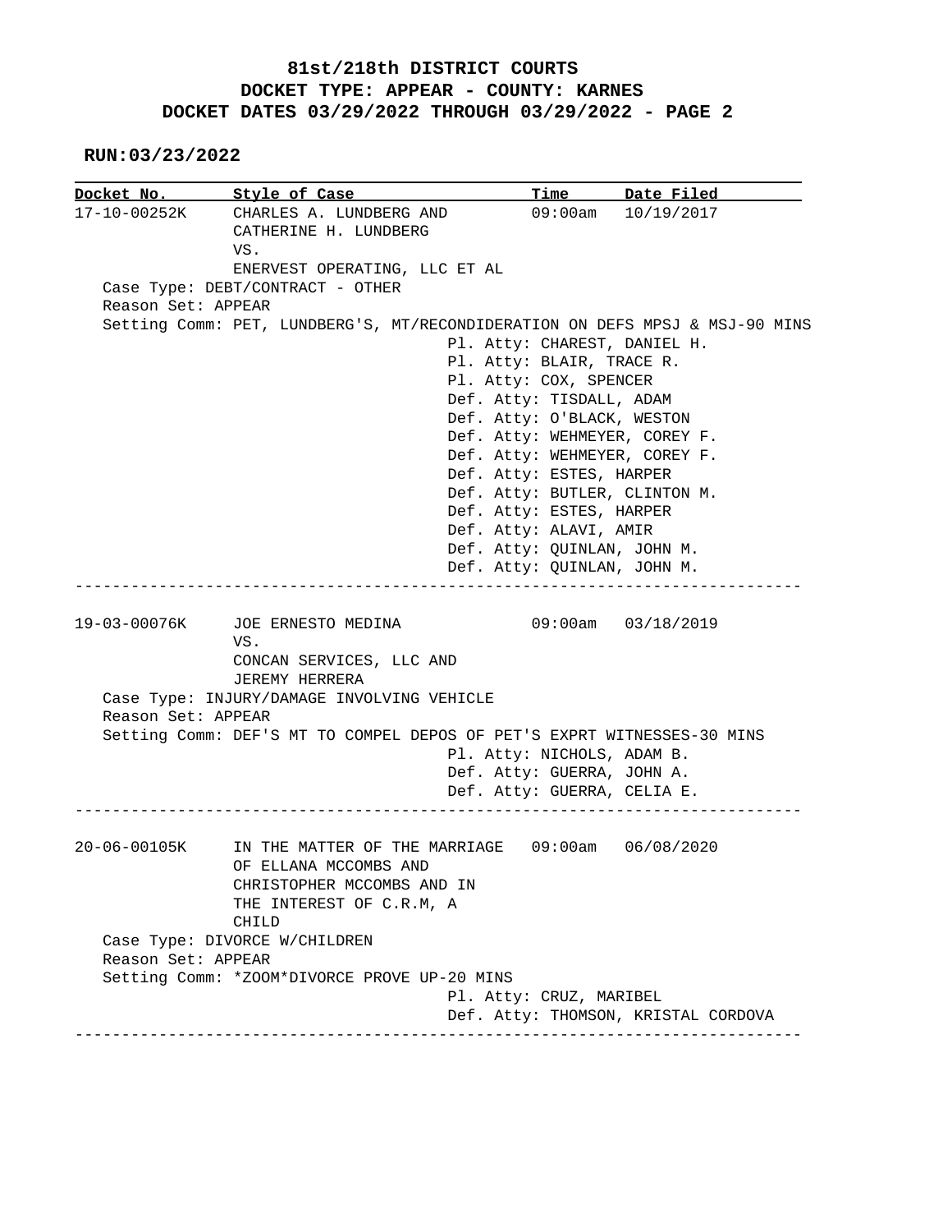**81st/218th DISTRICT COURTS**
**DOCKET TYPE: APPEAR - COUNTY: KARNES**
**DOCKET DATES 03/29/2022 THROUGH 03/29/2022 - PAGE 2**

**RUN:03/23/2022**

| Docket No. | Style of Case | Time | Date Filed |
|---|---|---|---|
| 17-10-00252K | CHARLES A. LUNDBERG AND CATHERINE H. LUNDBERG VS. ENERVEST OPERATING, LLC ET AL | 09:00am | 10/19/2017 |

Case Type: DEBT/CONTRACT - OTHER
Reason Set: APPEAR
Setting Comm: PET, LUNDBERG'S, MT/RECONDIDERATION ON DEFS MPSJ & MSJ-90 MINS

Pl. Atty: CHAREST, DANIEL H.
Pl. Atty: BLAIR, TRACE R.
Pl. Atty: COX, SPENCER
Def. Atty: TISDALL, ADAM
Def. Atty: O'BLACK, WESTON
Def. Atty: WEHMEYER, COREY F.
Def. Atty: WEHMEYER, COREY F.
Def. Atty: ESTES, HARPER
Def. Atty: BUTLER, CLINTON M.
Def. Atty: ESTES, HARPER
Def. Atty: ALAVI, AMIR
Def. Atty: QUINLAN, JOHN M.
Def. Atty: QUINLAN, JOHN M.

---

| Docket No. | Style of Case | Time | Date Filed |
|---|---|---|---|
| 19-03-00076K | JOE ERNESTO MEDINA VS. CONCAN SERVICES, LLC AND JEREMY HERRERA | 09:00am | 03/18/2019 |

Case Type: INJURY/DAMAGE INVOLVING VEHICLE
Reason Set: APPEAR
Setting Comm: DEF'S MT TO COMPEL DEPOS OF PET'S EXPRT WITNESSES-30 MINS

Pl. Atty: NICHOLS, ADAM B.
Def. Atty: GUERRA, JOHN A.
Def. Atty: GUERRA, CELIA E.

---

| Docket No. | Style of Case | Time | Date Filed |
|---|---|---|---|
| 20-06-00105K | IN THE MATTER OF THE MARRIAGE OF ELLANA MCCOMBS AND CHRISTOPHER MCCOMBS AND IN THE INTEREST OF C.R.M, A CHILD | 09:00am | 06/08/2020 |

Case Type: DIVORCE W/CHILDREN
Reason Set: APPEAR
Setting Comm: *ZOOM*DIVORCE PROVE UP-20 MINS

Pl. Atty: CRUZ, MARIBEL
Def. Atty: THOMSON, KRISTAL CORDOVA

---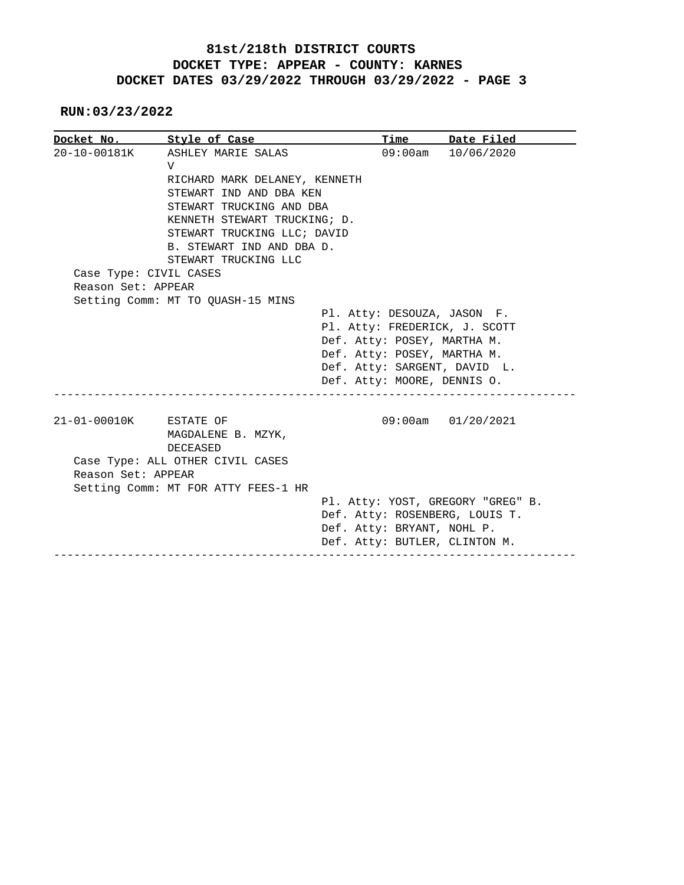# 81st/218th DISTRICT COURTS
## DOCKET TYPE: APPEAR - COUNTY: KARNES
## DOCKET DATES 03/29/2022 THROUGH 03/29/2022 - PAGE 3

**RUN:03/23/2022**

| Docket No. | Style of Case | Time | Date Filed |
|---|---|---|---|
| 20-10-00181K | ASHLEY MARIE SALAS V RICHARD MARK DELANEY, KENNETH STEWART IND AND DBA KEN STEWART TRUCKING AND DBA KENNETH STEWART TRUCKING; D. STEWART TRUCKING LLC; DAVID B. STEWART IND AND DBA D. STEWART TRUCKING LLC | 09:00am | 10/06/2020 |

Case Type: CIVIL CASES
Reason Set: APPEAR
Setting Comm: MT TO QUASH-15 MINS

Pl. Atty: DESOUZA, JASON F.
Pl. Atty: FREDERICK, J. SCOTT
Def. Atty: POSEY, MARTHA M.
Def. Atty: POSEY, MARTHA M.
Def. Atty: SARGENT, DAVID L.
Def. Atty: MOORE, DENNIS O.

---

| Docket No. | Style of Case | Time | Date Filed |
|---|---|---|---|
| 21-01-00010K | ESTATE OF MAGDALENE B. MZYK, DECEASED | 09:00am | 01/20/2021 |

Case Type: ALL OTHER CIVIL CASES
Reason Set: APPEAR
Setting Comm: MT FOR ATTY FEES-1 HR

Pl. Atty: YOST, GREGORY "GREG" B.
Def. Atty: ROSENBERG, LOUIS T.
Def. Atty: BRYANT, NOHL P.
Def. Atty: BUTLER, CLINTON M.

---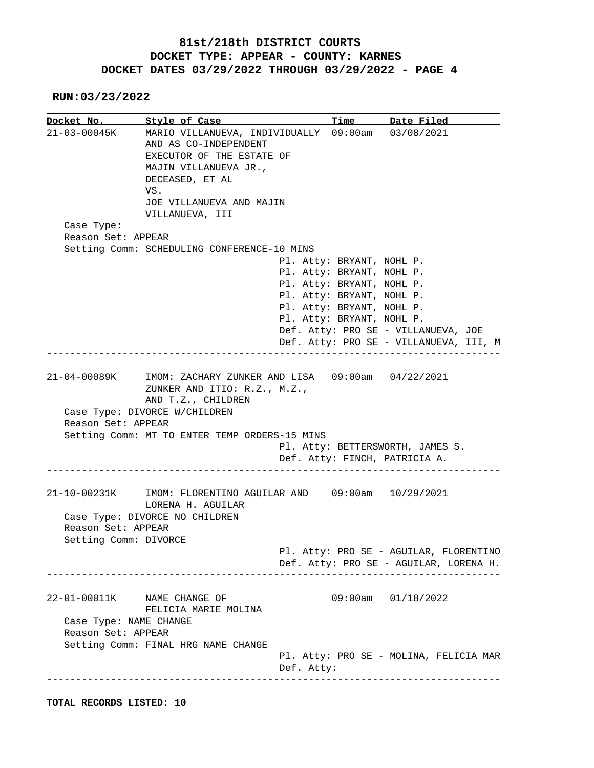# 81st/218th DISTRICT COURTS
## DOCKET TYPE: APPEAR - COUNTY: KARNES
## DOCKET DATES 03/29/2022 THROUGH 03/29/2022 - PAGE 4

**RUN:03/23/2022**

| Docket No. | Style of Case | Time | Date Filed |
|---|---|---|---|
| 21-03-00045K | MARIO VILLANUEVA, INDIVIDUALLY AND AS CO-INDEPENDENT EXECUTOR OF THE ESTATE OF MAJIN VILLANUEVA JR., DECEASED, ET AL VS. JOE VILLANUEVA AND MAJIN VILLANUEVA, III | 09:00am | 03/08/2021 |

Case Type:
Reason Set: APPEAR
Setting Comm: SCHEDULING CONFERENCE-10 MINS

Pl. Atty: BRYANT, NOHL P.
Pl. Atty: BRYANT, NOHL P.
Pl. Atty: BRYANT, NOHL P.
Pl. Atty: BRYANT, NOHL P.
Pl. Atty: BRYANT, NOHL P.
Pl. Atty: BRYANT, NOHL P.
Def. Atty: PRO SE - VILLANUEVA, JOE
Def. Atty: PRO SE - VILLANUEVA, III, M

---

| Docket No. | Style of Case | Time | Date Filed |
|---|---|---|---|
| 21-04-00089K | IMOM: ZACHARY ZUNKER AND LISA ZUNKER AND ITIO: R.Z., M.Z., AND T.Z., CHILDREN | 09:00am | 04/22/2021 |

Case Type: DIVORCE W/CHILDREN
Reason Set: APPEAR
Setting Comm: MT TO ENTER TEMP ORDERS-15 MINS

Pl. Atty: BETTERSWORTH, JAMES S.
Def. Atty: FINCH, PATRICIA A.

---

| Docket No. | Style of Case | Time | Date Filed |
|---|---|---|---|
| 21-10-00231K | IMOM: FLORENTINO AGUILAR AND LORENA H. AGUILAR | 09:00am | 10/29/2021 |

Case Type: DIVORCE NO CHILDREN
Reason Set: APPEAR
Setting Comm: DIVORCE

Pl. Atty: PRO SE - AGUILAR, FLORENTINO
Def. Atty: PRO SE - AGUILAR, LORENA H.

---

| Docket No. | Style of Case | Time | Date Filed |
|---|---|---|---|
| 22-01-00011K | NAME CHANGE OF FELICIA MARIE MOLINA | 09:00am | 01/18/2022 |

Case Type: NAME CHANGE
Reason Set: APPEAR
Setting Comm: FINAL HRG NAME CHANGE

Pl. Atty: PRO SE - MOLINA, FELICIA MAR
Def. Atty:

---

**TOTAL RECORDS LISTED: 10**